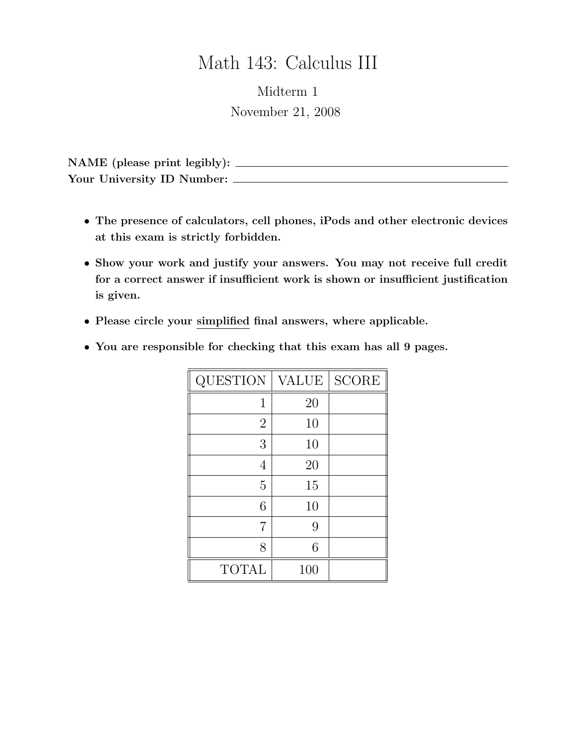# Math 143: Calculus III

Midterm 1

November 21, 2008

**NAME (please print legibly):** \_\_\_\_\_\_\_\_\_\_\_\_\_\_\_\_\_\_\_\_\_\_\_\_\_\_\_\_\_\_\_\_\_\_\_\_\_\_\_\_

**Your University ID Number:** \_\_\_\_\_\_\_\_\_\_\_\_\_\_\_\_\_\_\_\_\_\_\_\_\_\_\_\_\_\_\_\_\_\_\_\_\_\_\_\_

- **The presence of calculators, cell phones, iPods and other electronic devices at this exam is strictly forbidden.**
- **Show your work and justify your answers. You may not receive full credit for a correct answer if insufficient work is shown or insufficient justification is given.**
- **Please circle your simplified final answers, where applicable.**
- **You are responsible for checking that this exam has all 9 pages.**

| QUESTION | VALUE | SCORE |
|---|---|---|
| 1 | 20 | |
| 2 | 10 | |
| 3 | 10 | |
| 4 | 20 | |
| 5 | 15 | |
| 6 | 10 | |
| 7 | 9 | |
| 8 | 6 | |
| TOTAL | 100 | |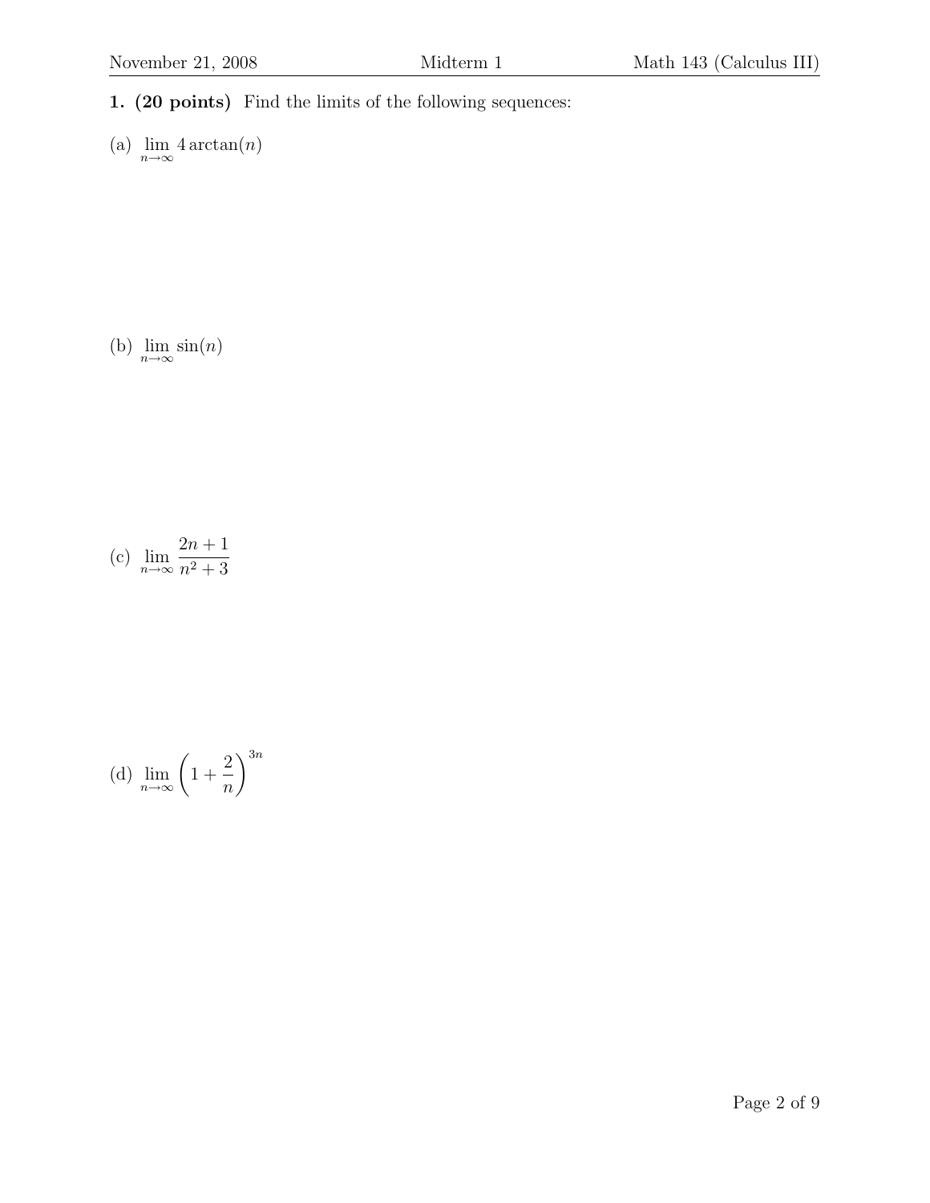**1. (20 points)** Find the limits of the following sequences:

(a) $\lim_{n\to\infty} 4\arctan(n)$

(b) $\lim_{n\to\infty} \sin(n)$

(c) $\lim_{n\to\infty} \dfrac{2n+1}{n^2+3}$

(d) $\lim_{n\to\infty} \left(1+\dfrac{2}{n}\right)^{3n}$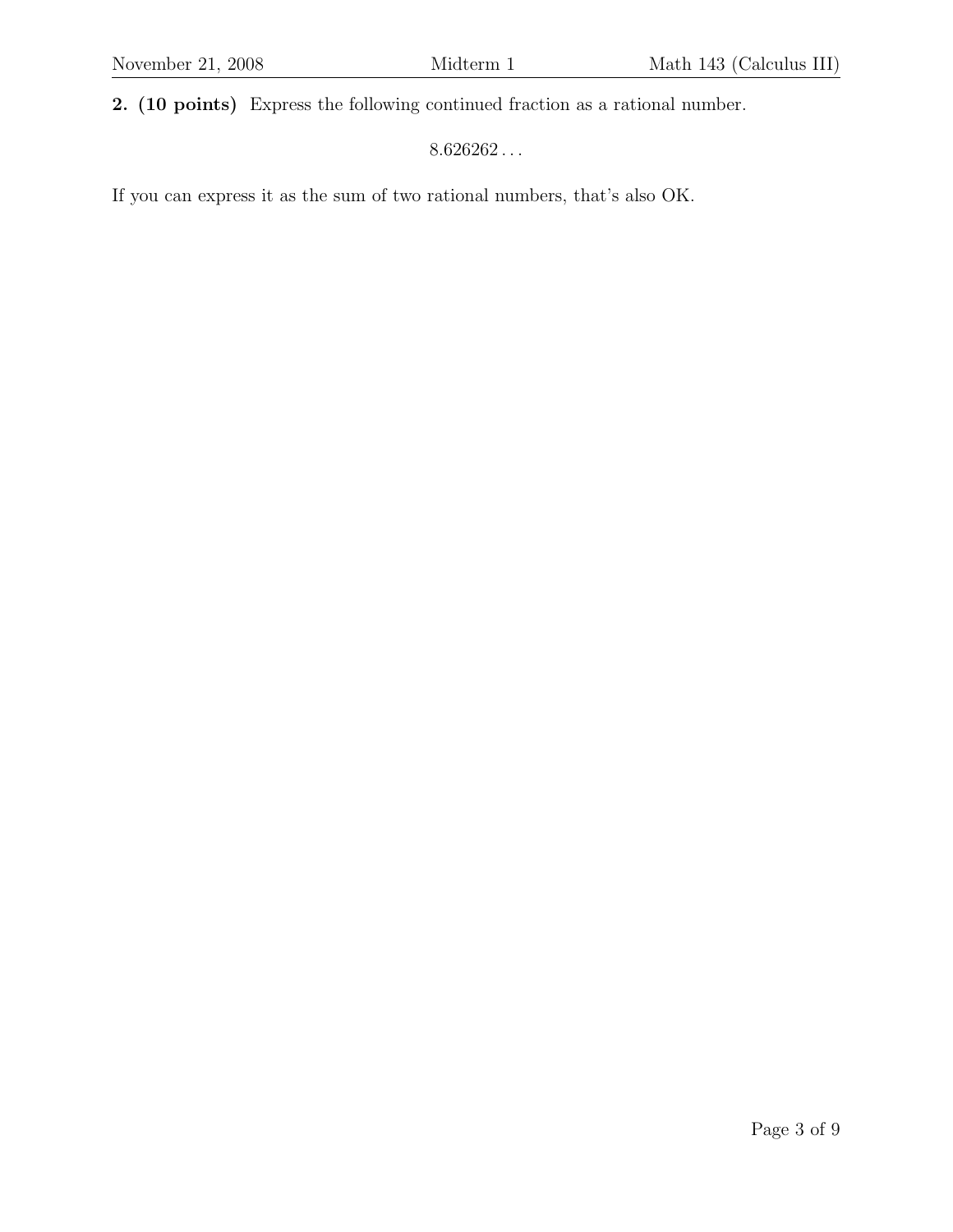**2. (10 points)** Express the following continued fraction as a rational number.

$$8.626262\ldots$$

If you can express it as the sum of two rational numbers, that's also OK.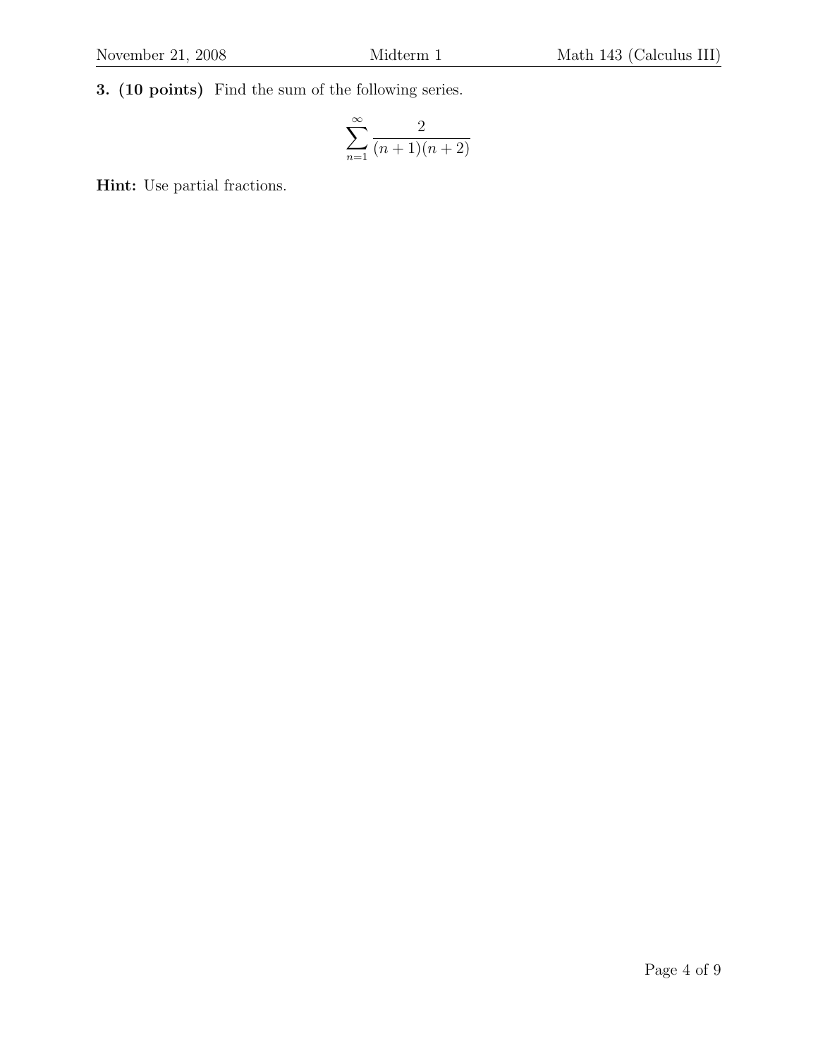**3. (10 points)** Find the sum of the following series.

$$\sum_{n=1}^{\infty} \frac{2}{(n+1)(n+2)}$$

**Hint:** Use partial fractions.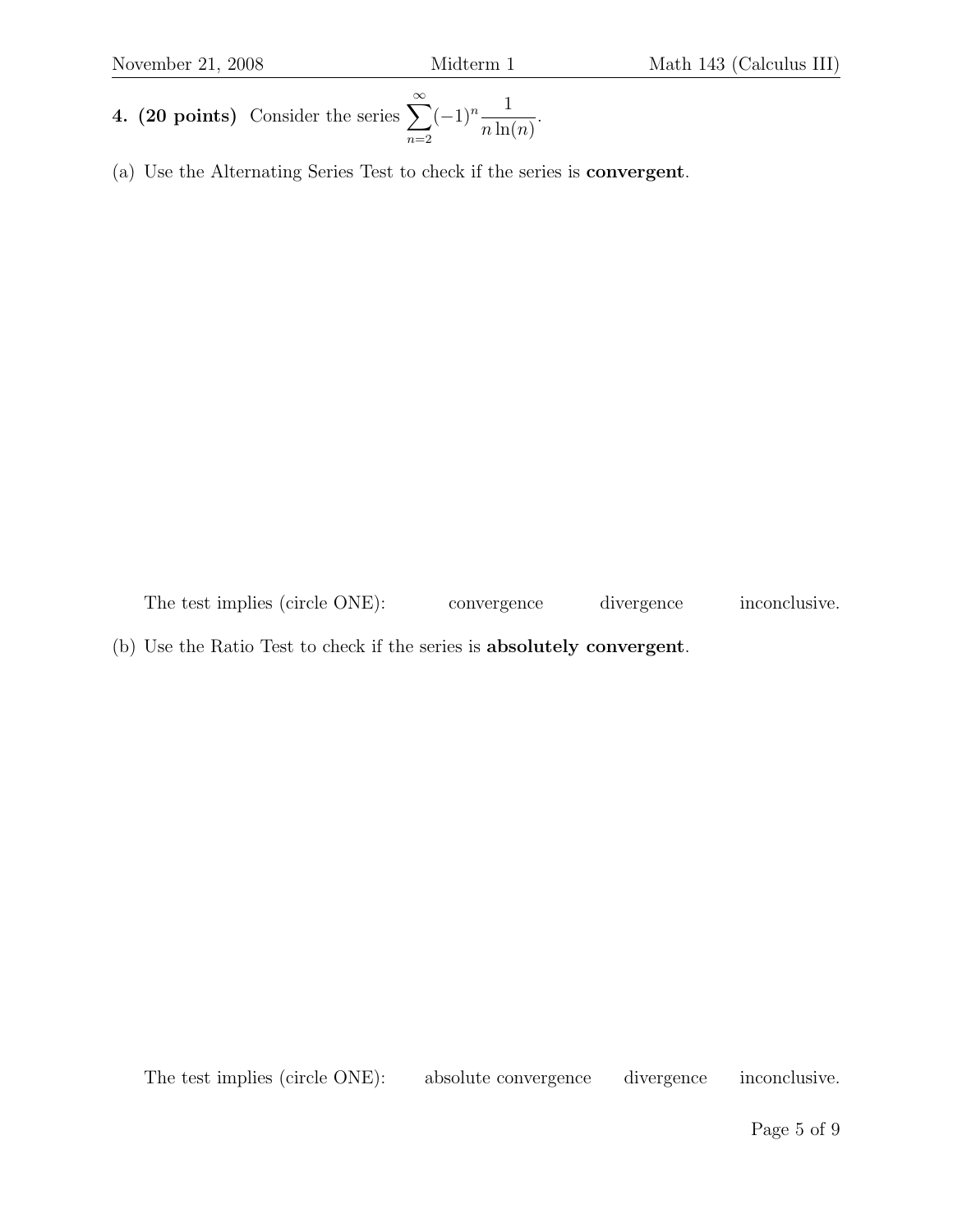**4. (20 points)** Consider the series $\displaystyle\sum_{n=2}^{\infty}(-1)^n \frac{1}{n\ln(n)}$.

(a) Use the Alternating Series Test to check if the series is **convergent**.

The test implies (circle ONE): convergence divergence inconclusive.

(b) Use the Ratio Test to check if the series is **absolutely convergent**.

The test implies (circle ONE): absolute convergence divergence inconclusive.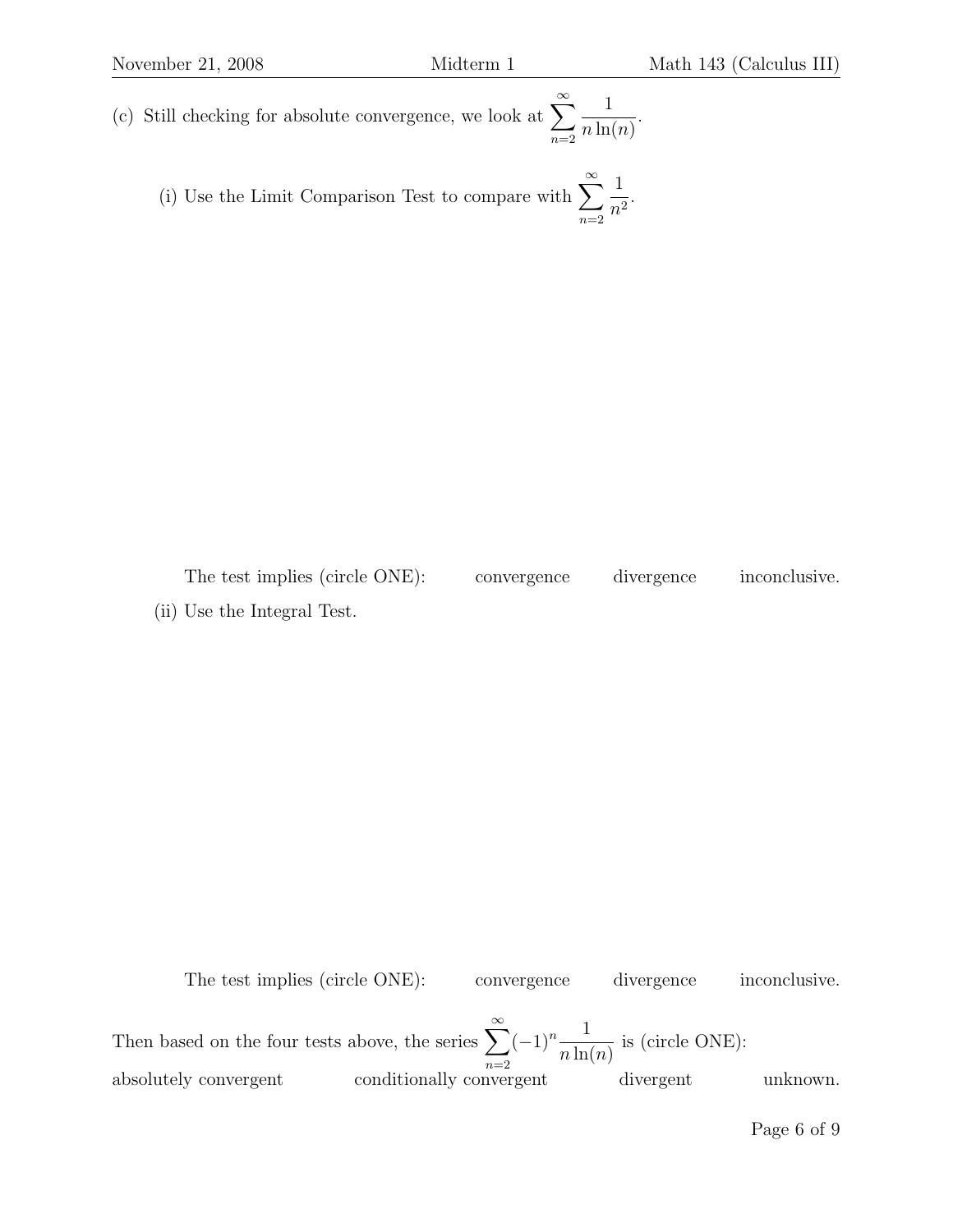(c) Still checking for absolute convergence, we look at $\displaystyle\sum_{n=2}^{\infty} \frac{1}{n\ln(n)}$.

(i) Use the Limit Comparison Test to compare with $\displaystyle\sum_{n=2}^{\infty} \frac{1}{n^2}$.

The test implies (circle ONE): convergence divergence inconclusive.

(ii) Use the Integral Test.

The test implies (circle ONE): convergence divergence inconclusive.

Then based on the four tests above, the series $\displaystyle\sum_{n=2}^{\infty} (-1)^n \frac{1}{n\ln(n)}$ is (circle ONE):

absolutely convergent conditionally convergent divergent unknown.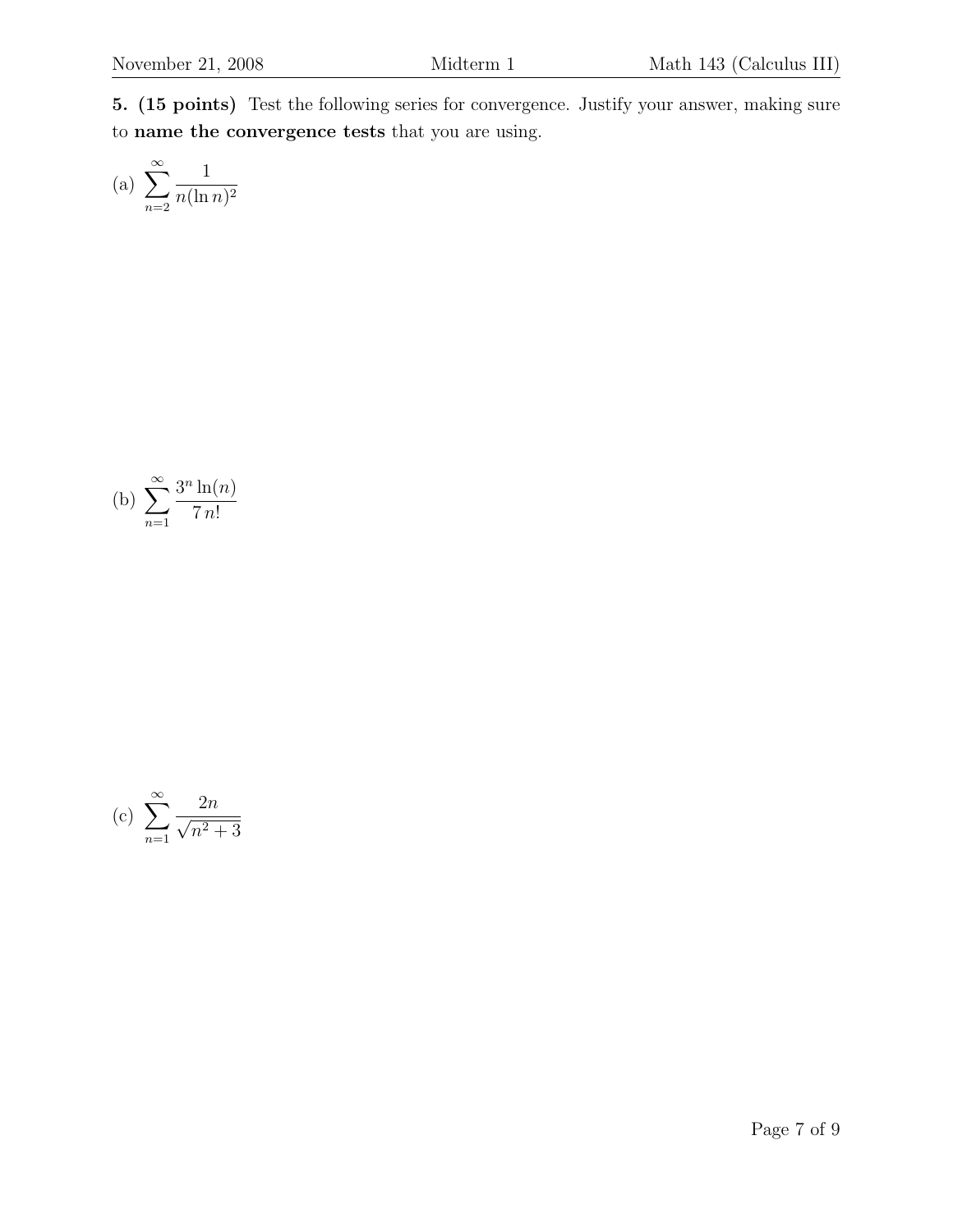**5. (15 points)** Test the following series for convergence. Justify your answer, making sure to **name the convergence tests** that you are using.

(a) $\displaystyle\sum_{n=2}^{\infty} \frac{1}{n(\ln n)^2}$

(b) $\displaystyle\sum_{n=1}^{\infty} \frac{3^n \ln(n)}{7\, n!}$

(c) $\displaystyle\sum_{n=1}^{\infty} \frac{2n}{\sqrt{n^2+3}}$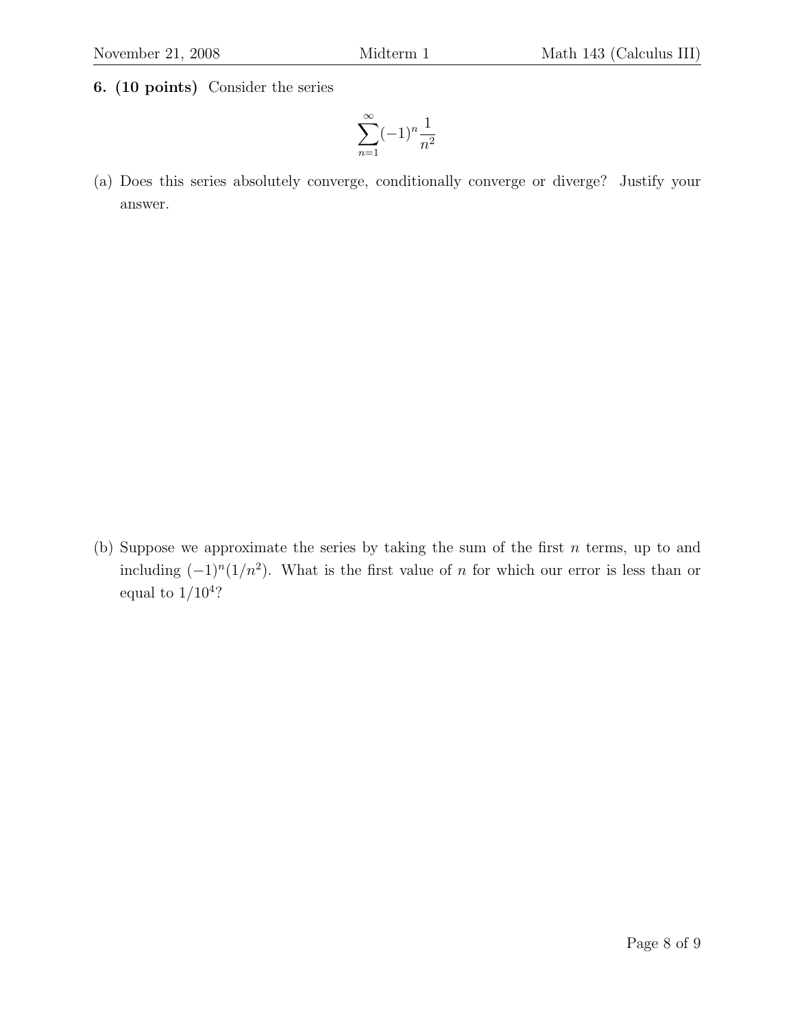**6. (10 points)** Consider the series

$$\sum_{n=1}^{\infty}(-1)^n\frac{1}{n^2}$$

(a) Does this series absolutely converge, conditionally converge or diverge? Justify your answer.

(b) Suppose we approximate the series by taking the sum of the first $n$ terms, up to and including $(-1)^n(1/n^2)$. What is the first value of $n$ for which our error is less than or equal to $1/10^4$?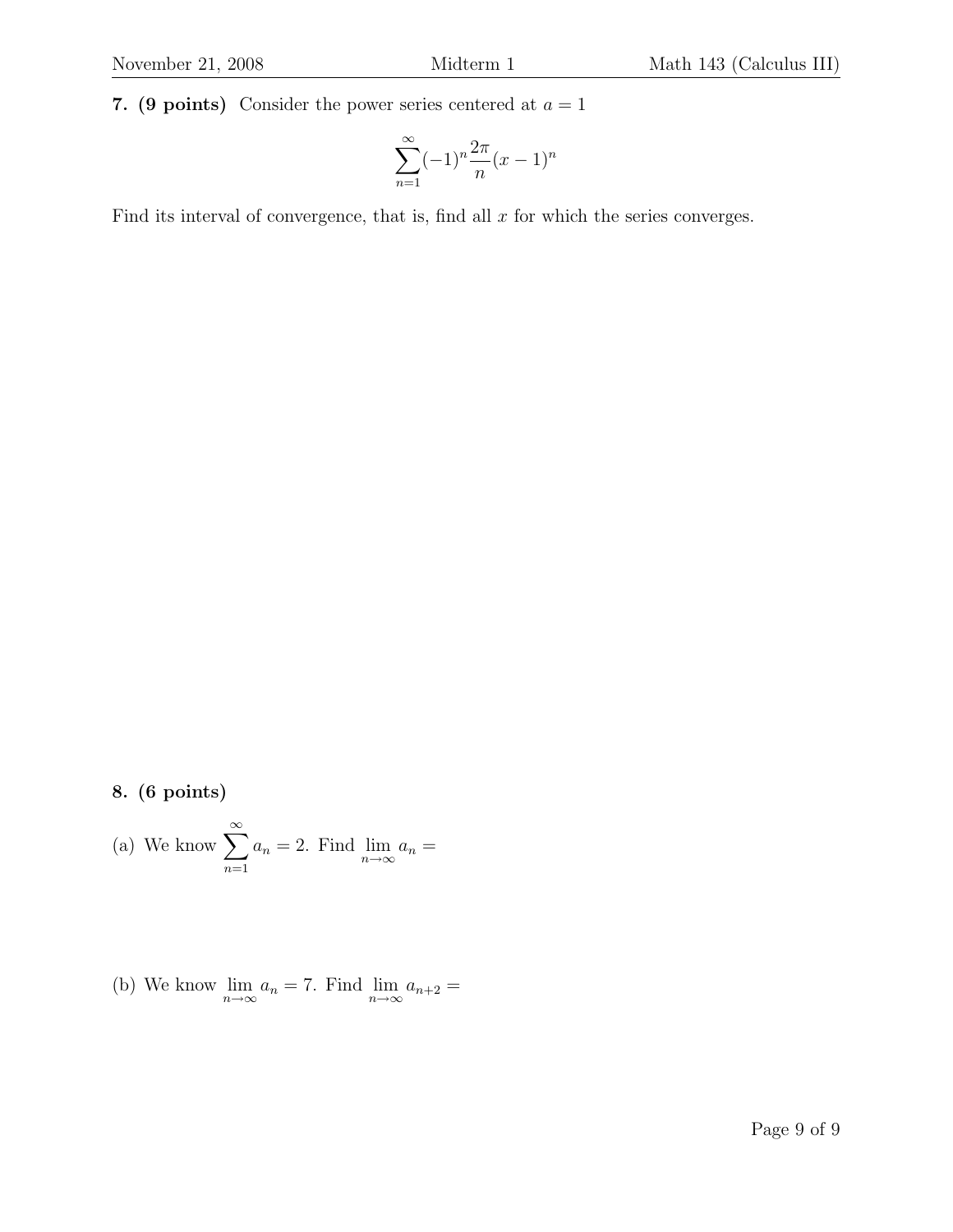**7. (9 points)** Consider the power series centered at $a = 1$

$$\sum_{n=1}^{\infty} (-1)^n \frac{2\pi}{n}(x-1)^n$$

Find its interval of convergence, that is, find all $x$ for which the series converges.

**8. (6 points)**

(a) We know $\sum_{n=1}^{\infty} a_n = 2$. Find $\lim_{n \to \infty} a_n =$

(b) We know $\lim_{n \to \infty} a_n = 7$. Find $\lim_{n \to \infty} a_{n+2} =$